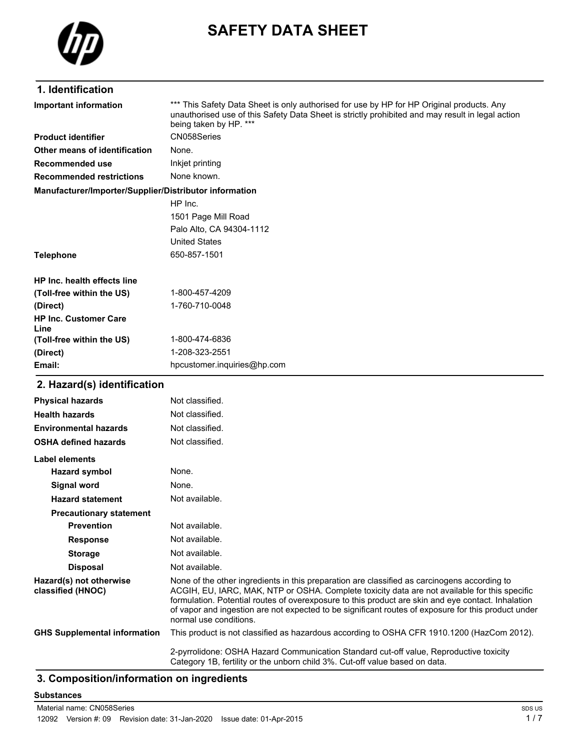# SAFETY DATA SHEET

## 1. Identification

| | |
|---|---|
| **Important information** | *** This Safety Data Sheet is only authorised for use by HP for HP Original products. Any unauthorised use of this Safety Data Sheet is strictly prohibited and may result in legal action being taken by HP. *** |
| **Product identifier** | CN058Series |
| **Other means of identification** | None. |
| **Recommended use** | Inkjet printing |
| **Recommended restrictions** | None known. |

**Manufacturer/Importer/Supplier/Distributor information**

HP Inc.
1501 Page Mill Road
Palo Alto, CA 94304-1112
United States

| | |
|---|---|
| **Telephone** | 650-857-1501 |
| **HP Inc. health effects line** | |
| **(Toll-free within the US)** | 1-800-457-4209 |
| **(Direct)** | 1-760-710-0048 |
| **HP Inc. Customer Care Line** | |
| **(Toll-free within the US)** | 1-800-474-6836 |
| **(Direct)** | 1-208-323-2551 |
| **Email:** | hpcustomer.inquiries@hp.com |

## 2. Hazard(s) identification

| | |
|---|---|
| **Physical hazards** | Not classified. |
| **Health hazards** | Not classified. |
| **Environmental hazards** | Not classified. |
| **OSHA defined hazards** | Not classified. |

**Label elements**

| | |
|---|---|
| **Hazard symbol** | None. |
| **Signal word** | None. |
| **Hazard statement** | Not available. |
| **Precautionary statement** | |
| **Prevention** | Not available. |
| **Response** | Not available. |
| **Storage** | Not available. |
| **Disposal** | Not available. |
| **Hazard(s) not otherwise classified (HNOC)** | None of the other ingredients in this preparation are classified as carcinogens according to ACGIH, EU, IARC, MAK, NTP or OSHA. Complete toxicity data are not available for this specific formulation. Potential routes of overexposure to this product are skin and eye contact. Inhalation of vapor and ingestion are not expected to be significant routes of exposure for this product under normal use conditions. |
| **GHS Supplemental information** | This product is not classified as hazardous according to OSHA CFR 1910.1200 (HazCom 2012). <br><br> 2-pyrrolidone: OSHA Hazard Communication Standard cut-off value, Reproductive toxicity Category 1B, fertility or the unborn child 3%. Cut-off value based on data. |

## 3. Composition/information on ingredients

**Substances**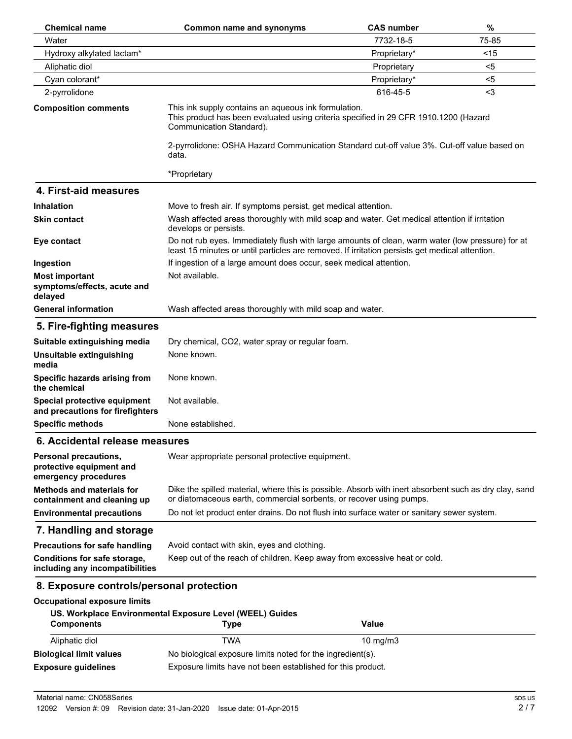| Chemical name | Common name and synonyms | CAS number | % |
| --- | --- | --- | --- |
| Water | | 7732-18-5 | 75-85 |
| Hydroxy alkylated lactam* | | Proprietary* | <15 |
| Aliphatic diol | | Proprietary | <5 |
| Cyan colorant* | | Proprietary* | <5 |
| 2-pyrrolidone | | 616-45-5 | <3 |

**Composition comments** This ink supply contains an aqueous ink formulation.
This product has been evaluated using criteria specified in 29 CFR 1910.1200 (Hazard Communication Standard).

2-pyrrolidone: OSHA Hazard Communication Standard cut-off value 3%. Cut-off value based on data.

*Proprietary

## 4. First-aid measures

**Inhalation** Move to fresh air. If symptoms persist, get medical attention.

**Skin contact** Wash affected areas thoroughly with mild soap and water. Get medical attention if irritation develops or persists.

**Eye contact** Do not rub eyes. Immediately flush with large amounts of clean, warm water (low pressure) for at least 15 minutes or until particles are removed. If irritation persists get medical attention.

**Ingestion** If ingestion of a large amount does occur, seek medical attention.

**Most important symptoms/effects, acute and delayed** Not available.

**General information** Wash affected areas thoroughly with mild soap and water.

## 5. Fire-fighting measures

**Suitable extinguishing media** Dry chemical, $CO_2$, water spray or regular foam.

**Unsuitable extinguishing media** None known.

**Specific hazards arising from the chemical** None known.

**Special protective equipment and precautions for firefighters** Not available.

**Specific methods** None established.

## 6. Accidental release measures

**Personal precautions, protective equipment and emergency procedures** Wear appropriate personal protective equipment.

**Methods and materials for containment and cleaning up** Dike the spilled material, where this is possible. Absorb with inert absorbent such as dry clay, sand or diatomaceous earth, commercial sorbents, or recover using pumps.

**Environmental precautions** Do not let product enter drains. Do not flush into surface water or sanitary sewer system.

## 7. Handling and storage

**Precautions for safe handling** Avoid contact with skin, eyes and clothing.

**Conditions for safe storage, including any incompatibilities** Keep out of the reach of children. Keep away from excessive heat or cold.

## 8. Exposure controls/personal protection

**Occupational exposure limits**

**US. Workplace Environmental Exposure Level (WEEL) Guides**

| Components | Type | Value |
| --- | --- | --- |
| Aliphatic diol | TWA | 10 mg/m3 |

**Biological limit values** No biological exposure limits noted for the ingredient(s).

**Exposure guidelines** Exposure limits have not been established for this product.

Material name: CN058Series
12092 Version #: 09 Revision date: 31-Jan-2020 Issue date: 01-Apr-2015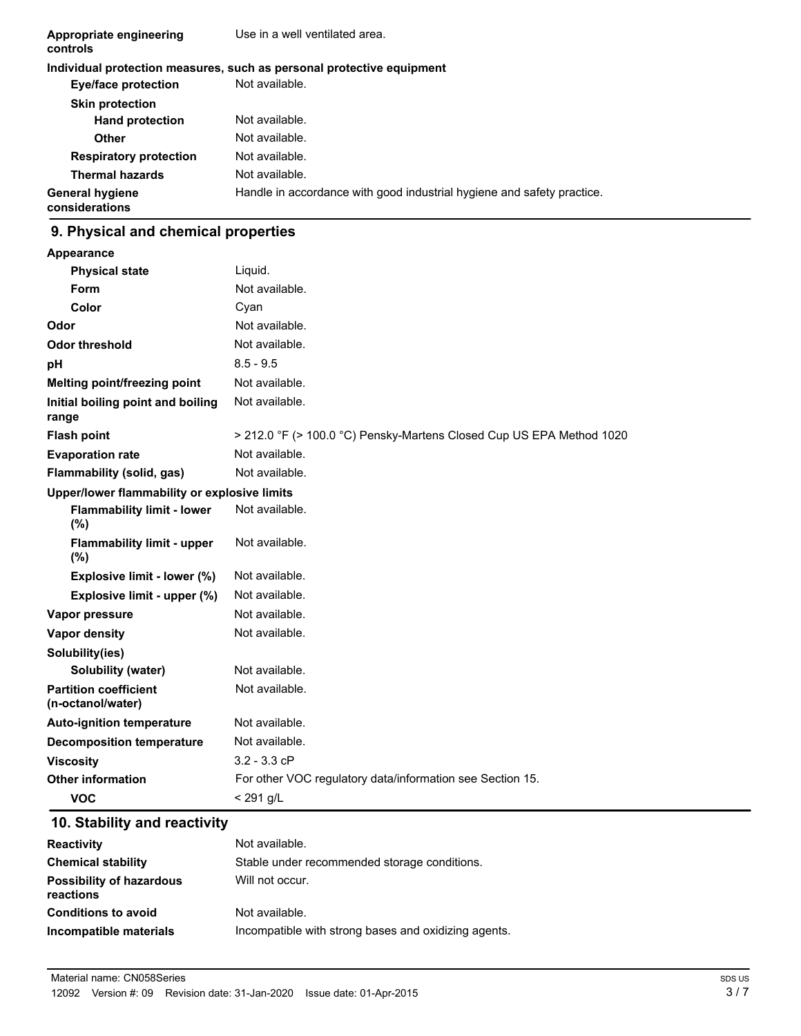| | |
|---|---|
| **Appropriate engineering controls** | Use in a well ventilated area. |

**Individual protection measures, such as personal protective equipment**

| | |
|---|---|
| **Eye/face protection** | Not available. |
| **Skin protection** | |
| **Hand protection** | Not available. |
| **Other** | Not available. |
| **Respiratory protection** | Not available. |
| **Thermal hazards** | Not available. |
| **General hygiene considerations** | Handle in accordance with good industrial hygiene and safety practice. |

## 9. Physical and chemical properties

| | |
|---|---|
| **Appearance** | |
| **Physical state** | Liquid. |
| **Form** | Not available. |
| **Color** | Cyan |
| **Odor** | Not available. |
| **Odor threshold** | Not available. |
| **pH** | 8.5 - 9.5 |
| **Melting point/freezing point** | Not available. |
| **Initial boiling point and boiling range** | Not available. |
| **Flash point** | > 212.0 °F (> 100.0 °C) Pensky-Martens Closed Cup US EPA Method 1020 |
| **Evaporation rate** | Not available. |
| **Flammability (solid, gas)** | Not available. |
| **Upper/lower flammability or explosive limits** | |
| **Flammability limit - lower (%)** | Not available. |
| **Flammability limit - upper (%)** | Not available. |
| **Explosive limit - lower (%)** | Not available. |
| **Explosive limit - upper (%)** | Not available. |
| **Vapor pressure** | Not available. |
| **Vapor density** | Not available. |
| **Solubility(ies)** | |
| **Solubility (water)** | Not available. |
| **Partition coefficient (n-octanol/water)** | Not available. |
| **Auto-ignition temperature** | Not available. |
| **Decomposition temperature** | Not available. |
| **Viscosity** | 3.2 - 3.3 cP |
| **Other information** | For other VOC regulatory data/information see Section 15. |
| **VOC** | < 291 g/L |

## 10. Stability and reactivity

| | |
|---|---|
| **Reactivity** | Not available. |
| **Chemical stability** | Stable under recommended storage conditions. |
| **Possibility of hazardous reactions** | Will not occur. |
| **Conditions to avoid** | Not available. |
| **Incompatible materials** | Incompatible with strong bases and oxidizing agents. |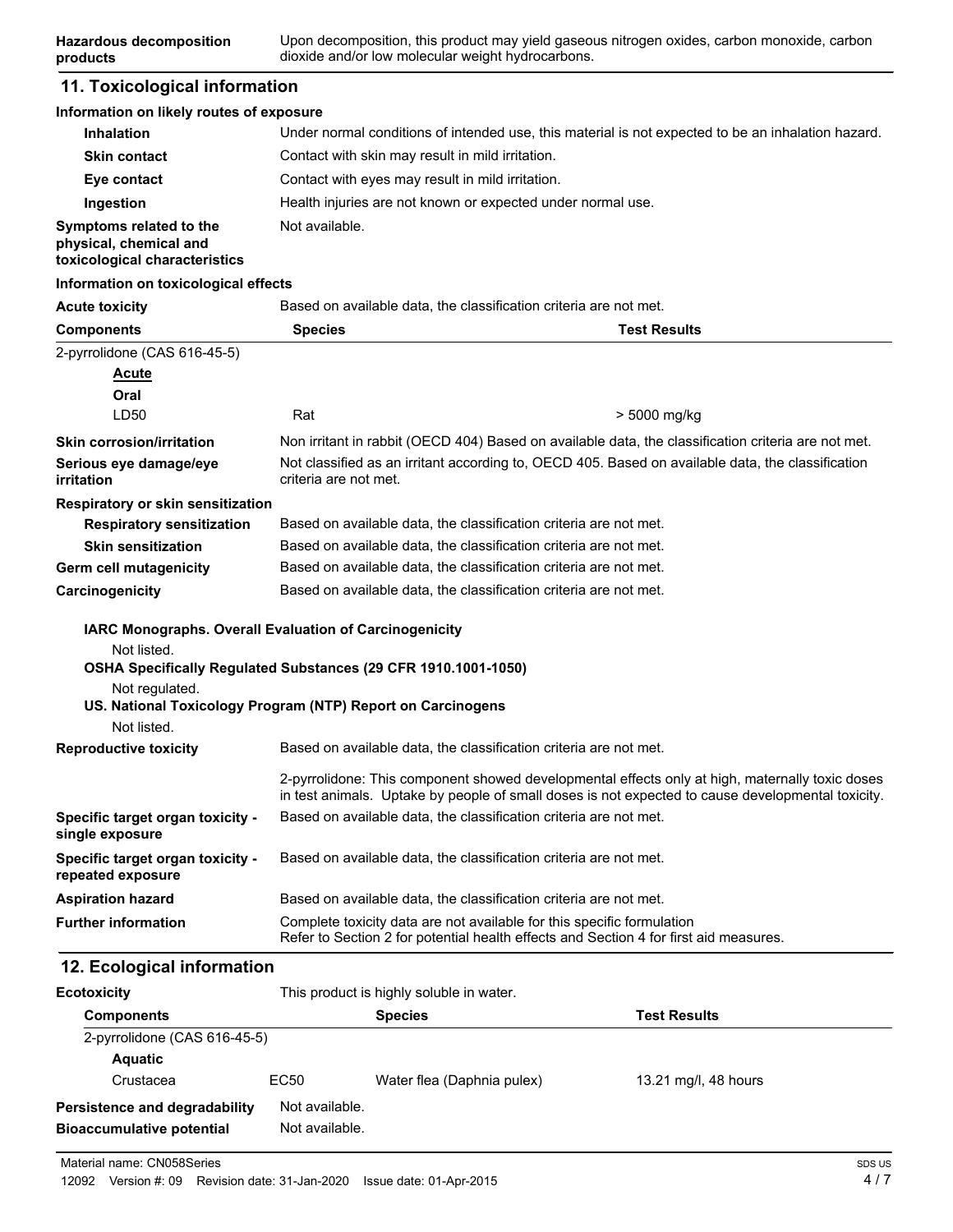| | |
|---|---|
| **Hazardous decomposition products** | Upon decomposition, this product may yield gaseous nitrogen oxides, carbon monoxide, carbon dioxide and/or low molecular weight hydrocarbons. |

## 11. Toxicological information

**Information on likely routes of exposure**

| | |
|---|---|
| **Inhalation** | Under normal conditions of intended use, this material is not expected to be an inhalation hazard. |
| **Skin contact** | Contact with skin may result in mild irritation. |
| **Eye contact** | Contact with eyes may result in mild irritation. |
| **Ingestion** | Health injuries are not known or expected under normal use. |
| **Symptoms related to the physical, chemical and toxicological characteristics** | Not available. |

**Information on toxicological effects**

**Acute toxicity** Based on available data, the classification criteria are not met.

| Components | Species | Test Results |
|---|---|---|
| 2-pyrrolidone (CAS 616-45-5) | | |
| ***Acute*** | | |
| **Oral** | | |
| LD50 | Rat | > 5000 mg/kg |

| | |
|---|---|
| **Skin corrosion/irritation** | Non irritant in rabbit (OECD 404) Based on available data, the classification criteria are not met. |
| **Serious eye damage/eye irritation** | Not classified as an irritant according to, OECD 405. Based on available data, the classification criteria are not met. |
| **Respiratory or skin sensitization** | |
| **Respiratory sensitization** | Based on available data, the classification criteria are not met. |
| **Skin sensitization** | Based on available data, the classification criteria are not met. |
| **Germ cell mutagenicity** | Based on available data, the classification criteria are not met. |
| **Carcinogenicity** | Based on available data, the classification criteria are not met. |

**IARC Monographs. Overall Evaluation of Carcinogenicity**

Not listed.

**OSHA Specifically Regulated Substances (29 CFR 1910.1001-1050)**

Not regulated.

**US. National Toxicology Program (NTP) Report on Carcinogens**

Not listed.

| | |
|---|---|
| **Reproductive toxicity** | Based on available data, the classification criteria are not met.<br><br>2-pyrrolidone: This component showed developmental effects only at high, maternally toxic doses in test animals. Uptake by people of small doses is not expected to cause developmental toxicity. |
| **Specific target organ toxicity - single exposure** | Based on available data, the classification criteria are not met. |
| **Specific target organ toxicity - repeated exposure** | Based on available data, the classification criteria are not met. |
| **Aspiration hazard** | Based on available data, the classification criteria are not met. |
| **Further information** | Complete toxicity data are not available for this specific formulation<br>Refer to Section 2 for potential health effects and Section 4 for first aid measures. |

## 12. Ecological information

**Ecotoxicity** This product is highly soluble in water.

| Components | | Species | Test Results |
|---|---|---|---|
| 2-pyrrolidone (CAS 616-45-5) | | | |
| **Aquatic** | | | |
| Crustacea | EC50 | Water flea (Daphnia pulex) | 13.21 mg/l, 48 hours |

| | |
|---|---|
| **Persistence and degradability** | Not available. |
| **Bioaccumulative potential** | Not available. |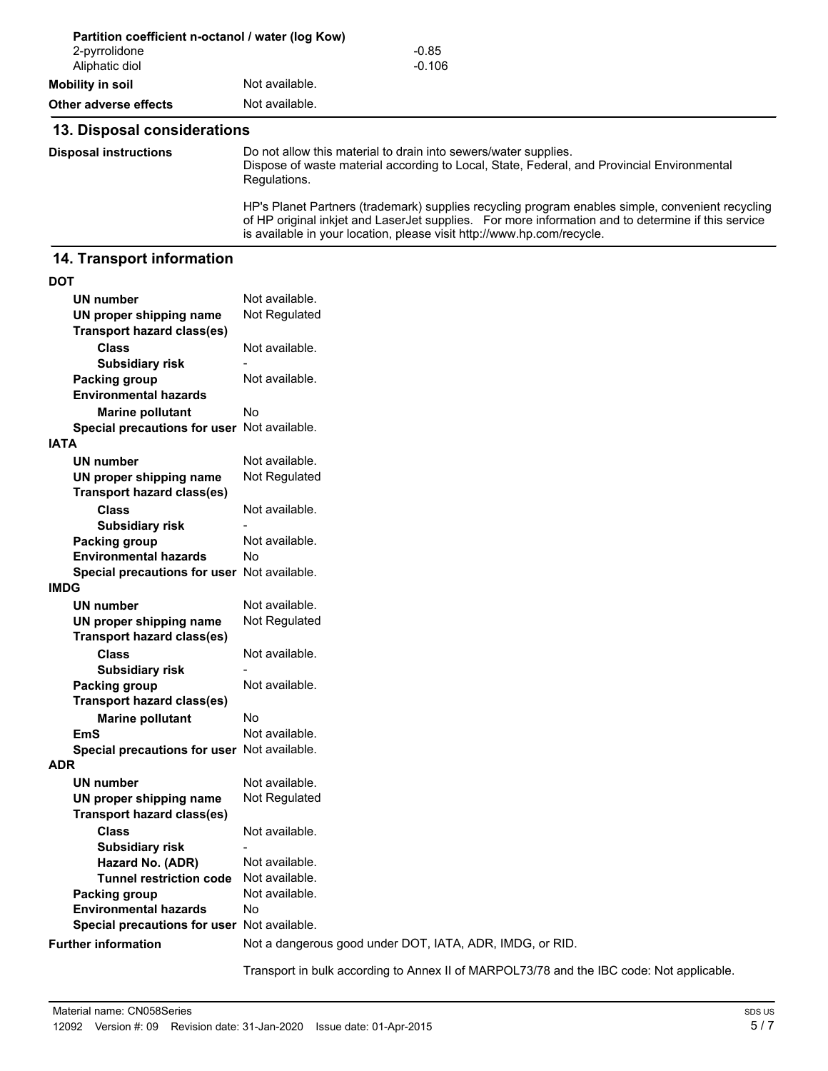**Partition coefficient n-octanol / water (log Kow)**

| | |
|---|---|
| 2-pyrrolidone | -0.85 |
| Aliphatic diol | -0.106 |

**Mobility in soil** Not available.

**Other adverse effects** Not available.

## 13. Disposal considerations

**Disposal instructions**

Do not allow this material to drain into sewers/water supplies.
Dispose of waste material according to Local, State, Federal, and Provincial Environmental Regulations.

HP's Planet Partners (trademark) supplies recycling program enables simple, convenient recycling of HP original inkjet and LaserJet supplies. For more information and to determine if this service is available in your location, please visit http://www.hp.com/recycle.

## 14. Transport information

**DOT**

| | |
|---|---|
| **UN number** | Not available. |
| **UN proper shipping name** | Not Regulated |
| **Transport hazard class(es)** | |
| **Class** | Not available. |
| **Subsidiary risk** | - |
| **Packing group** | Not available. |
| **Environmental hazards** | |
| **Marine pollutant** | No |
| **Special precautions for user** | Not available. |

**IATA**

| | |
|---|---|
| **UN number** | Not available. |
| **UN proper shipping name** | Not Regulated |
| **Transport hazard class(es)** | |
| **Class** | Not available. |
| **Subsidiary risk** | - |
| **Packing group** | Not available. |
| **Environmental hazards** | No |
| **Special precautions for user** | Not available. |

**IMDG**

| | |
|---|---|
| **UN number** | Not available. |
| **UN proper shipping name** | Not Regulated |
| **Transport hazard class(es)** | |
| **Class** | Not available. |
| **Subsidiary risk** | - |
| **Packing group** | Not available. |
| **Transport hazard class(es)** | |
| **Marine pollutant** | No |
| **EmS** | Not available. |
| **Special precautions for user** | Not available. |

**ADR**

| | |
|---|---|
| **UN number** | Not available. |
| **UN proper shipping name** | Not Regulated |
| **Transport hazard class(es)** | |
| **Class** | Not available. |
| **Subsidiary risk** | - |
| **Hazard No. (ADR)** | Not available. |
| **Tunnel restriction code** | Not available. |
| **Packing group** | Not available. |
| **Environmental hazards** | No |
| **Special precautions for user** | Not available. |

**Further information**

Not a dangerous good under DOT, IATA, ADR, IMDG, or RID.

Transport in bulk according to Annex II of MARPOL73/78 and the IBC code: Not applicable.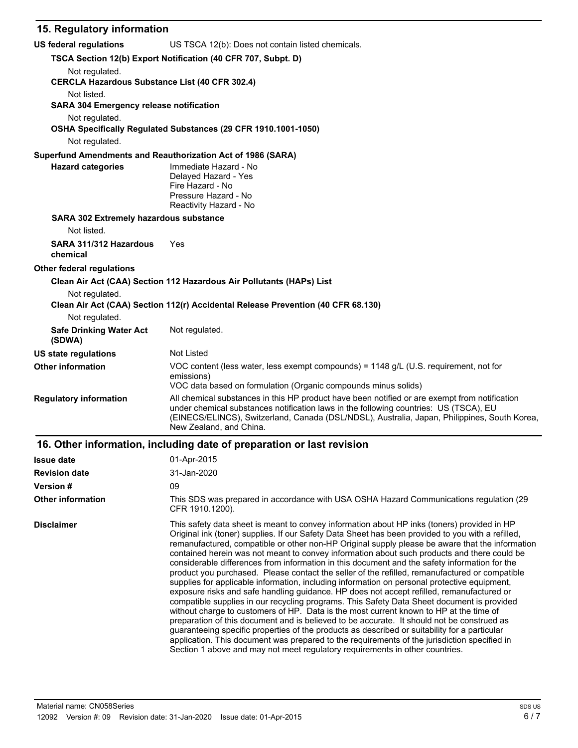## 15. Regulatory information

**US federal regulations** US TSCA 12(b): Does not contain listed chemicals.

**TSCA Section 12(b) Export Notification (40 CFR 707, Subpt. D)**

Not regulated.

**CERCLA Hazardous Substance List (40 CFR 302.4)**

Not listed.

**SARA 304 Emergency release notification**

Not regulated.

**OSHA Specifically Regulated Substances (29 CFR 1910.1001-1050)**

Not regulated.

**Superfund Amendments and Reauthorization Act of 1986 (SARA)**

**Hazard categories**
Immediate Hazard - No
Delayed Hazard - Yes
Fire Hazard - No
Pressure Hazard - No
Reactivity Hazard - No

**SARA 302 Extremely hazardous substance**

Not listed.

**SARA 311/312 Hazardous chemical** Yes

**Other federal regulations**

**Clean Air Act (CAA) Section 112 Hazardous Air Pollutants (HAPs) List**

Not regulated.

**Clean Air Act (CAA) Section 112(r) Accidental Release Prevention (40 CFR 68.130)**

Not regulated.

**Safe Drinking Water Act (SDWA)** Not regulated.

**US state regulations** Not Listed

**Other information** VOC content (less water, less exempt compounds) = 1148 g/L (U.S. requirement, not for emissions)
VOC data based on formulation (Organic compounds minus solids)

**Regulatory information** All chemical substances in this HP product have been notified or are exempt from notification under chemical substances notification laws in the following countries: US (TSCA), EU (EINECS/ELINCS), Switzerland, Canada (DSL/NDSL), Australia, Japan, Philippines, South Korea, New Zealand, and China.

## 16. Other information, including date of preparation or last revision

**Issue date** 01-Apr-2015

**Revision date** 31-Jan-2020

**Version #** 09

**Other information** This SDS was prepared in accordance with USA OSHA Hazard Communications regulation (29 CFR 1910.1200).

**Disclaimer** This safety data sheet is meant to convey information about HP inks (toners) provided in HP Original ink (toner) supplies. If our Safety Data Sheet has been provided to you with a refilled, remanufactured, compatible or other non-HP Original supply please be aware that the information contained herein was not meant to convey information about such products and there could be considerable differences from information in this document and the safety information for the product you purchased. Please contact the seller of the refilled, remanufactured or compatible supplies for applicable information, including information on personal protective equipment, exposure risks and safe handling guidance. HP does not accept refilled, remanufactured or compatible supplies in our recycling programs. This Safety Data Sheet document is provided without charge to customers of HP. Data is the most current known to HP at the time of preparation of this document and is believed to be accurate. It should not be construed as guaranteeing specific properties of the products as described or suitability for a particular application. This document was prepared to the requirements of the jurisdiction specified in Section 1 above and may not meet regulatory requirements in other countries.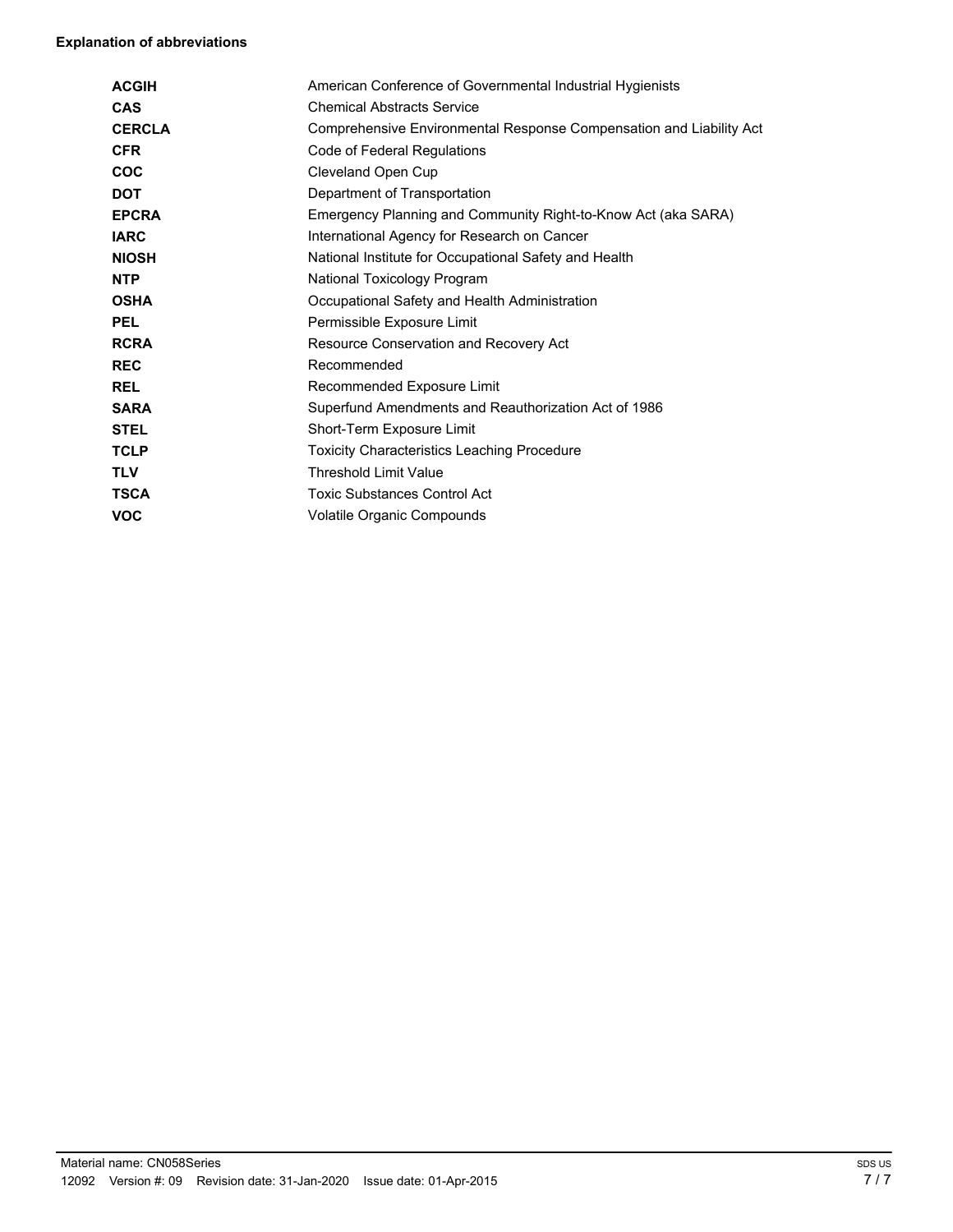**Explanation of abbreviations**

| | |
|---|---|
| **ACGIH** | American Conference of Governmental Industrial Hygienists |
| **CAS** | Chemical Abstracts Service |
| **CERCLA** | Comprehensive Environmental Response Compensation and Liability Act |
| **CFR** | Code of Federal Regulations |
| **COC** | Cleveland Open Cup |
| **DOT** | Department of Transportation |
| **EPCRA** | Emergency Planning and Community Right-to-Know Act (aka SARA) |
| **IARC** | International Agency for Research on Cancer |
| **NIOSH** | National Institute for Occupational Safety and Health |
| **NTP** | National Toxicology Program |
| **OSHA** | Occupational Safety and Health Administration |
| **PEL** | Permissible Exposure Limit |
| **RCRA** | Resource Conservation and Recovery Act |
| **REC** | Recommended |
| **REL** | Recommended Exposure Limit |
| **SARA** | Superfund Amendments and Reauthorization Act of 1986 |
| **STEL** | Short-Term Exposure Limit |
| **TCLP** | Toxicity Characteristics Leaching Procedure |
| **TLV** | Threshold Limit Value |
| **TSCA** | Toxic Substances Control Act |
| **VOC** | Volatile Organic Compounds |